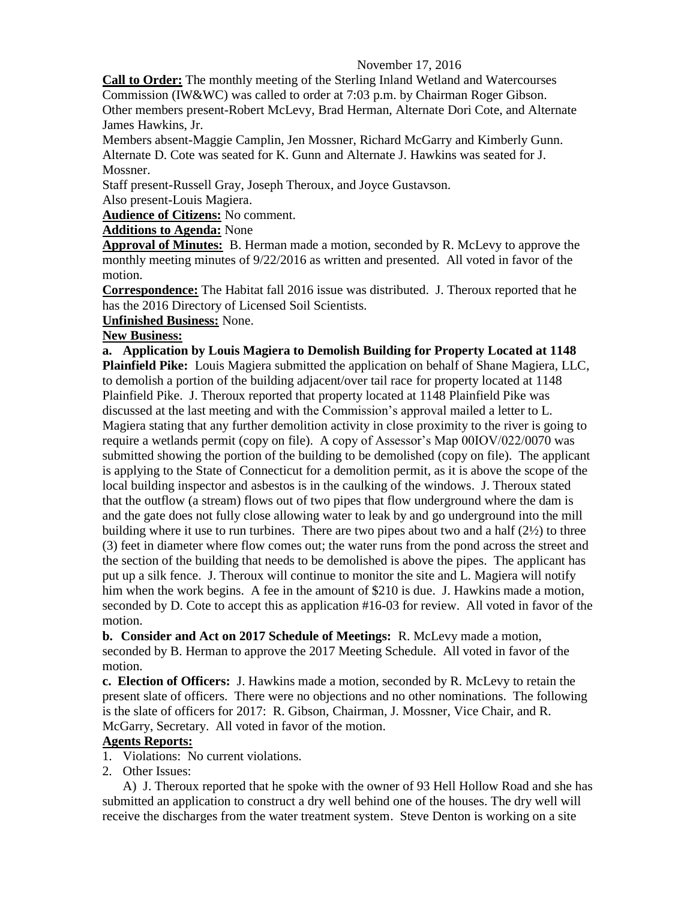November 17, 2016

**Call to Order:** The monthly meeting of the Sterling Inland Wetland and Watercourses Commission (IW&WC) was called to order at 7:03 p.m. by Chairman Roger Gibson. Other members present-Robert McLevy, Brad Herman, Alternate Dori Cote, and Alternate James Hawkins, Jr.

Members absent-Maggie Camplin, Jen Mossner, Richard McGarry and Kimberly Gunn. Alternate D. Cote was seated for K. Gunn and Alternate J. Hawkins was seated for J. Mossner.

Staff present-Russell Gray, Joseph Theroux, and Joyce Gustavson.

Also present-Louis Magiera.

**Audience of Citizens:** No comment.

**Additions to Agenda:** None

**Approval of Minutes:** B. Herman made a motion, seconded by R. McLevy to approve the monthly meeting minutes of 9/22/2016 as written and presented. All voted in favor of the motion.

**Correspondence:** The Habitat fall 2016 issue was distributed. J. Theroux reported that he has the 2016 Directory of Licensed Soil Scientists.

**Unfinished Business:** None.

**New Business:**

**a. Application by Louis Magiera to Demolish Building for Property Located at 1148 Plainfield Pike:** Louis Magiera submitted the application on behalf of Shane Magiera, LLC, to demolish a portion of the building adjacent/over tail race for property located at 1148 Plainfield Pike. J. Theroux reported that property located at 1148 Plainfield Pike was discussed at the last meeting and with the Commission's approval mailed a letter to L. Magiera stating that any further demolition activity in close proximity to the river is going to require a wetlands permit (copy on file). A copy of Assessor's Map 00IOV/022/0070 was submitted showing the portion of the building to be demolished (copy on file). The applicant is applying to the State of Connecticut for a demolition permit, as it is above the scope of the local building inspector and asbestos is in the caulking of the windows. J. Theroux stated that the outflow (a stream) flows out of two pipes that flow underground where the dam is and the gate does not fully close allowing water to leak by and go underground into the mill building where it use to run turbines. There are two pipes about two and a half (2½) to three (3) feet in diameter where flow comes out; the water runs from the pond across the street and the section of the building that needs to be demolished is above the pipes. The applicant has put up a silk fence. J. Theroux will continue to monitor the site and L. Magiera will notify him when the work begins. A fee in the amount of $210 is due. J. Hawkins made a motion, seconded by D. Cote to accept this as application #16-03 for review. All voted in favor of the motion.

**b. Consider and Act on 2017 Schedule of Meetings:** R. McLevy made a motion, seconded by B. Herman to approve the 2017 Meeting Schedule. All voted in favor of the motion.

**c. Election of Officers:** J. Hawkins made a motion, seconded by R. McLevy to retain the present slate of officers. There were no objections and no other nominations. The following is the slate of officers for 2017: R. Gibson, Chairman, J. Mossner, Vice Chair, and R. McGarry, Secretary. All voted in favor of the motion.

**Agents Reports:**

1. Violations: No current violations.
2. Other Issues:

   A) J. Theroux reported that he spoke with the owner of 93 Hell Hollow Road and she has submitted an application to construct a dry well behind one of the houses. The dry well will receive the discharges from the water treatment system. Steve Denton is working on a site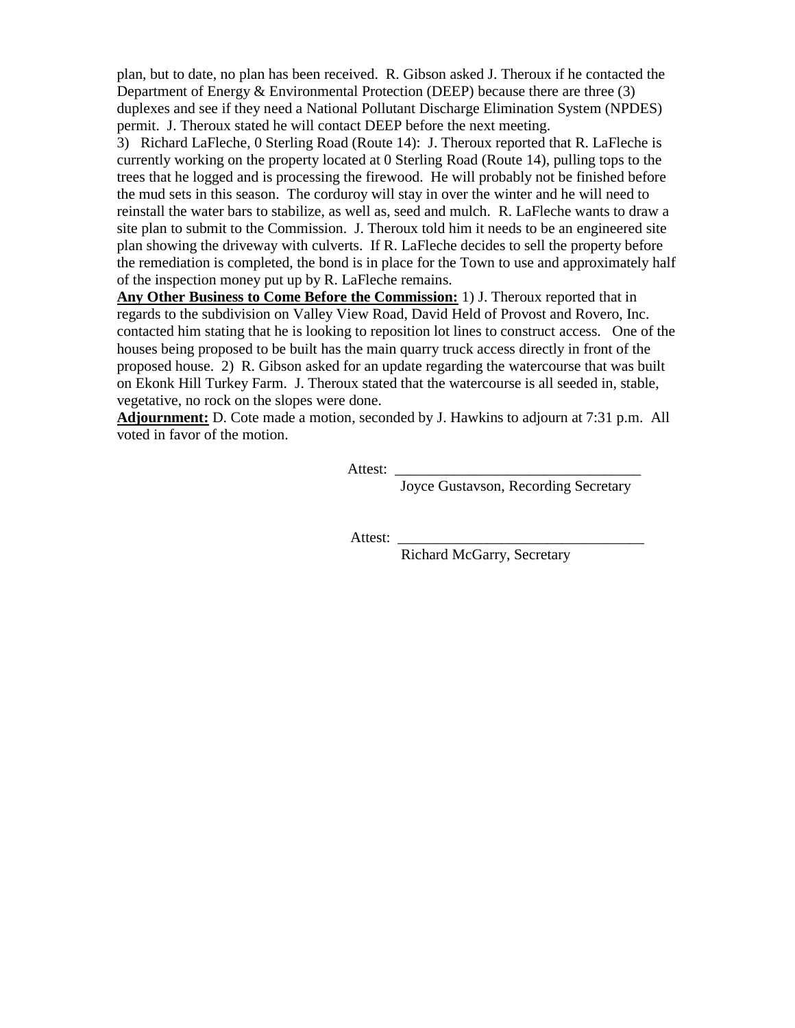plan, but to date, no plan has been received. R. Gibson asked J. Theroux if he contacted the Department of Energy & Environmental Protection (DEEP) because there are three (3) duplexes and see if they need a National Pollutant Discharge Elimination System (NPDES) permit. J. Theroux stated he will contact DEEP before the next meeting.

3) Richard LaFleche, 0 Sterling Road (Route 14): J. Theroux reported that R. LaFleche is currently working on the property located at 0 Sterling Road (Route 14), pulling tops to the trees that he logged and is processing the firewood. He will probably not be finished before the mud sets in this season. The corduroy will stay in over the winter and he will need to reinstall the water bars to stabilize, as well as, seed and mulch. R. LaFleche wants to draw a site plan to submit to the Commission. J. Theroux told him it needs to be an engineered site plan showing the driveway with culverts. If R. LaFleche decides to sell the property before the remediation is completed, the bond is in place for the Town to use and approximately half of the inspection money put up by R. LaFleche remains.

**<u>Any Other Business to Come Before the Commission:</u>** 1) J. Theroux reported that in regards to the subdivision on Valley View Road, David Held of Provost and Rovero, Inc. contacted him stating that he is looking to reposition lot lines to construct access. One of the houses being proposed to be built has the main quarry truck access directly in front of the proposed house. 2) R. Gibson asked for an update regarding the watercourse that was built on Ekonk Hill Turkey Farm. J. Theroux stated that the watercourse is all seeded in, stable, vegetative, no rock on the slopes were done.

**<u>Adjournment:</u>** D. Cote made a motion, seconded by J. Hawkins to adjourn at 7:31 p.m. All voted in favor of the motion.

Attest: \_\_\_\_\_\_\_\_\_\_\_\_\_\_\_\_\_\_\_\_\_\_\_\_\_\_\_\_\_\_\_\_\_
Joyce Gustavson, Recording Secretary

Attest: \_\_\_\_\_\_\_\_\_\_\_\_\_\_\_\_\_\_\_\_\_\_\_\_\_\_\_\_\_\_\_\_\_
Richard McGarry, Secretary